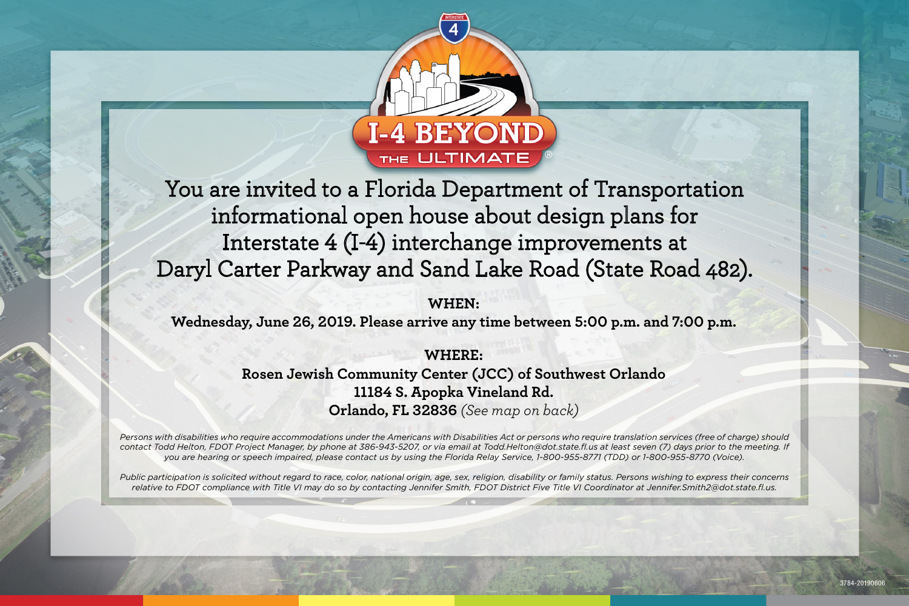I-4 BEYOND THE ULTIMATE®

# You are invited to a Florida Department of Transportation informational open house about design plans for Interstate 4 (I-4) interchange improvements at Daryl Carter Parkway and Sand Lake Road (State Road 482).

**WHEN:**

**Wednesday, June 26, 2019. Please arrive any time between 5:00 p.m. and 7:00 p.m.**

**WHERE:**

**Rosen Jewish Community Center (JCC) of Southwest Orlando**
**11184 S. Apopka Vineland Rd.**
**Orlando, FL 32836** *(See map on back)*

*Persons with disabilities who require accommodations under the Americans with Disabilities Act or persons who require translation services (free of charge) should contact Todd Helton, FDOT Project Manager, by phone at 386-943-5207, or via email at Todd.Helton@dot.state.fl.us at least seven (7) days prior to the meeting. If you are hearing or speech impaired, please contact us by using the Florida Relay Service, 1-800-955-8771 (TDD) or 1-800-955-8770 (Voice).*

*Public participation is solicited without regard to race, color, national origin, age, sex, religion, disability or family status. Persons wishing to express their concerns relative to FDOT compliance with Title VI may do so by contacting Jennifer Smith, FDOT District Five Title VI Coordinator at Jennifer.Smith2@dot.state.fl.us.*

3784-20190606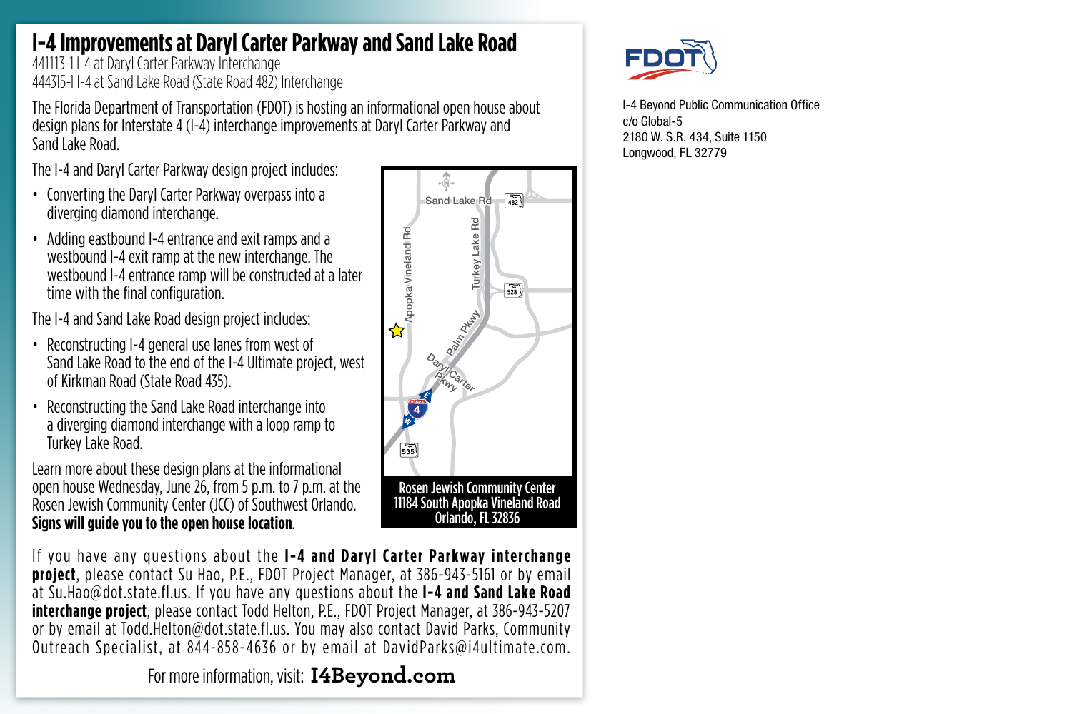# I-4 Improvements at Daryl Carter Parkway and Sand Lake Road

441113-1 I-4 at Daryl Carter Parkway Interchange
444315-1 I-4 at Sand Lake Road (State Road 482) Interchange

The Florida Department of Transportation (FDOT) is hosting an informational open house about design plans for Interstate 4 (I-4) interchange improvements at Daryl Carter Parkway and Sand Lake Road.

The I-4 and Daryl Carter Parkway design project includes:

- Converting the Daryl Carter Parkway overpass into a diverging diamond interchange.
- Adding eastbound I-4 entrance and exit ramps and a westbound I-4 exit ramp at the new interchange. The westbound I-4 entrance ramp will be constructed at a later time with the final configuration.

The I-4 and Sand Lake Road design project includes:

- Reconstructing I-4 general use lanes from west of Sand Lake Road to the end of the I-4 Ultimate project, west of Kirkman Road (State Road 435).
- Reconstructing the Sand Lake Road interchange into a diverging diamond interchange with a loop ramp to Turkey Lake Road.

Learn more about these design plans at the informational open house Wednesday, June 26, from 5 p.m. to 7 p.m. at the Rosen Jewish Community Center (JCC) of Southwest Orlando. **Signs will guide you to the open house location**.

Sand Lake Rd
482
Apopka Vineland Rd
Turkey Lake Rd
528
Palm Pkwy
Daryl Carter Pkwy
4
E
W
535

**Rosen Jewish Community Center**
**11184 South Apopka Vineland Road**
**Orlando, FL 32836**

If you have any questions about the **I-4 and Daryl Carter Parkway interchange project**, please contact Su Hao, P.E., FDOT Project Manager, at 386-943-5161 or by email at Su.Hao@dot.state.fl.us. If you have any questions about the **I-4 and Sand Lake Road interchange project**, please contact Todd Helton, P.E., FDOT Project Manager, at 386-943-5207 or by email at Todd.Helton@dot.state.fl.us. You may also contact David Parks, Community Outreach Specialist, at 844-858-4636 or by email at DavidParks@i4ultimate.com.

For more information, visit: **I4Beyond.com**

FDOT

I-4 Beyond Public Communication Office
c/o Global-5
2180 W. S.R. 434, Suite 1150
Longwood, FL 32779